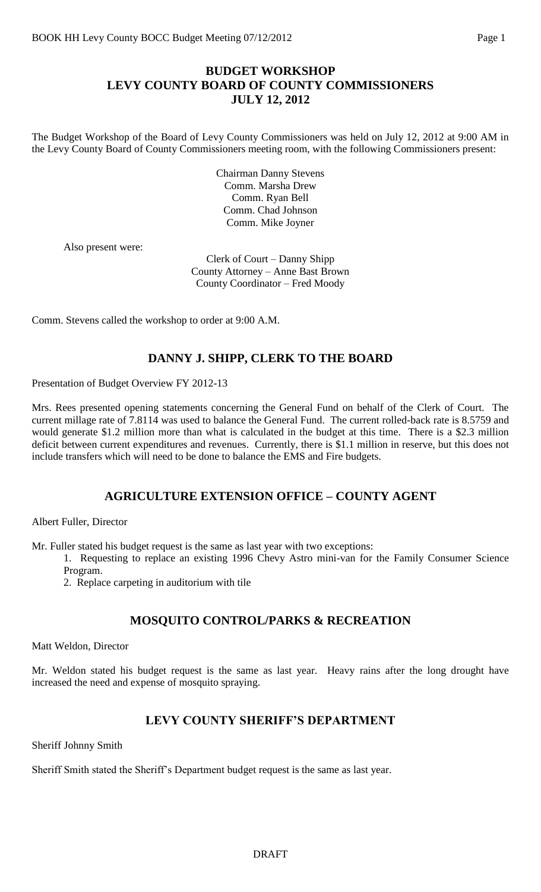# BUDGET WORKSHOP
# LEVY COUNTY BOARD OF COUNTY COMMISSIONERS
# JULY 12, 2012

The Budget Workshop of the Board of Levy County Commissioners was held on July 12, 2012 at 9:00 AM in the Levy County Board of County Commissioners meeting room, with the following Commissioners present:

Chairman Danny Stevens
Comm. Marsha Drew
Comm. Ryan Bell
Comm. Chad Johnson
Comm. Mike Joyner

Also present were:

Clerk of Court – Danny Shipp
County Attorney – Anne Bast Brown
County Coordinator – Fred Moody

Comm. Stevens called the workshop to order at 9:00 A.M.

## DANNY J. SHIPP, CLERK TO THE BOARD

Presentation of Budget Overview FY 2012-13

Mrs. Rees presented opening statements concerning the General Fund on behalf of the Clerk of Court. The current millage rate of 7.8114 was used to balance the General Fund. The current rolled-back rate is 8.5759 and would generate $1.2 million more than what is calculated in the budget at this time. There is a $2.3 million deficit between current expenditures and revenues. Currently, there is $1.1 million in reserve, but this does not include transfers which will need to be done to balance the EMS and Fire budgets.

## AGRICULTURE EXTENSION OFFICE – COUNTY AGENT

Albert Fuller, Director

Mr. Fuller stated his budget request is the same as last year with two exceptions:

1. Requesting to replace an existing 1996 Chevy Astro mini-van for the Family Consumer Science Program.
2. Replace carpeting in auditorium with tile

## MOSQUITO CONTROL/PARKS & RECREATION

Matt Weldon, Director

Mr. Weldon stated his budget request is the same as last year. Heavy rains after the long drought have increased the need and expense of mosquito spraying.

## LEVY COUNTY SHERIFF'S DEPARTMENT

Sheriff Johnny Smith

Sheriff Smith stated the Sheriff's Department budget request is the same as last year.

DRAFT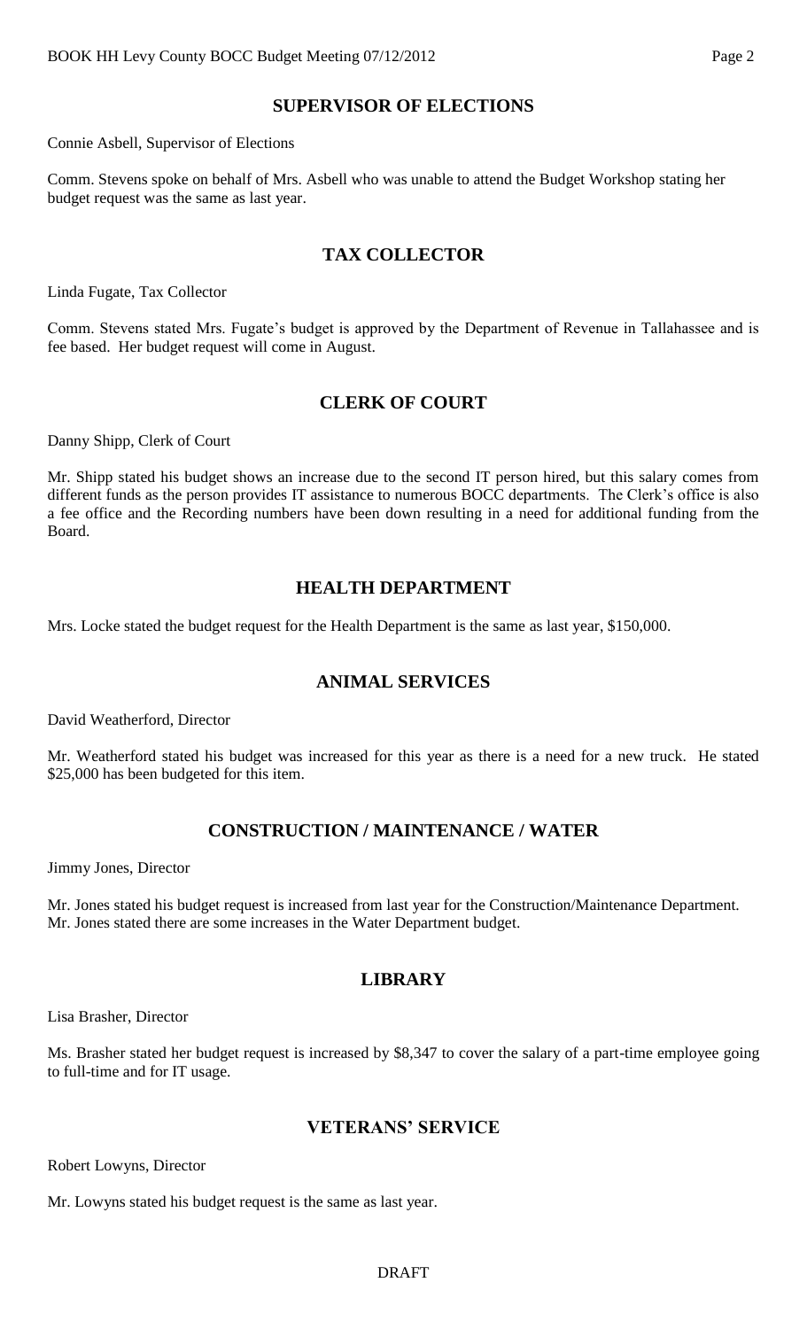## SUPERVISOR OF ELECTIONS

Connie Asbell, Supervisor of Elections

Comm. Stevens spoke on behalf of Mrs. Asbell who was unable to attend the Budget Workshop stating her budget request was the same as last year.

## TAX COLLECTOR

Linda Fugate, Tax Collector

Comm. Stevens stated Mrs. Fugate's budget is approved by the Department of Revenue in Tallahassee and is fee based. Her budget request will come in August.

## CLERK OF COURT

Danny Shipp, Clerk of Court

Mr. Shipp stated his budget shows an increase due to the second IT person hired, but this salary comes from different funds as the person provides IT assistance to numerous BOCC departments. The Clerk's office is also a fee office and the Recording numbers have been down resulting in a need for additional funding from the Board.

## HEALTH DEPARTMENT

Mrs. Locke stated the budget request for the Health Department is the same as last year, $150,000.

## ANIMAL SERVICES

David Weatherford, Director

Mr. Weatherford stated his budget was increased for this year as there is a need for a new truck. He stated $25,000 has been budgeted for this item.

## CONSTRUCTION / MAINTENANCE / WATER

Jimmy Jones, Director

Mr. Jones stated his budget request is increased from last year for the Construction/Maintenance Department. Mr. Jones stated there are some increases in the Water Department budget.

## LIBRARY

Lisa Brasher, Director

Ms. Brasher stated her budget request is increased by $8,347 to cover the salary of a part-time employee going to full-time and for IT usage.

## VETERANS' SERVICE

Robert Lowyns, Director

Mr. Lowyns stated his budget request is the same as last year.

DRAFT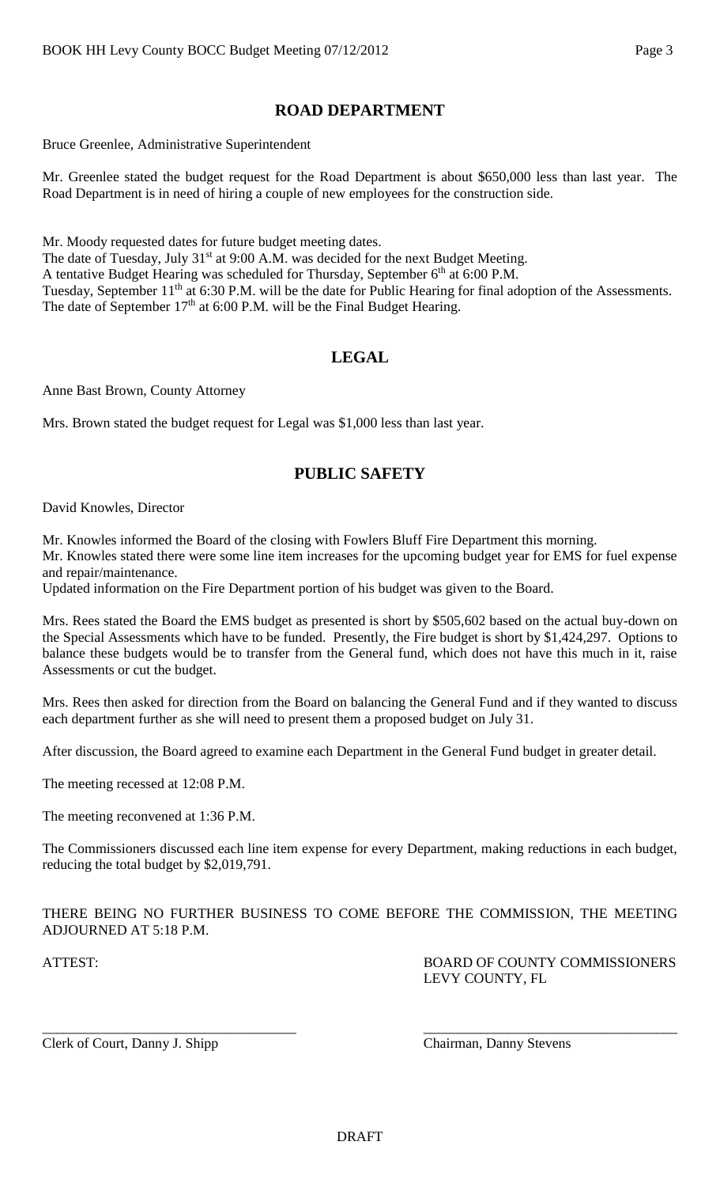## ROAD DEPARTMENT

Bruce Greenlee, Administrative Superintendent

Mr. Greenlee stated the budget request for the Road Department is about $650,000 less than last year. The Road Department is in need of hiring a couple of new employees for the construction side.

Mr. Moody requested dates for future budget meeting dates.
The date of Tuesday, July 31st at 9:00 A.M. was decided for the next Budget Meeting.
A tentative Budget Hearing was scheduled for Thursday, September 6th at 6:00 P.M.
Tuesday, September 11th at 6:30 P.M. will be the date for Public Hearing for final adoption of the Assessments.
The date of September 17th at 6:00 P.M. will be the Final Budget Hearing.

## LEGAL

Anne Bast Brown, County Attorney

Mrs. Brown stated the budget request for Legal was $1,000 less than last year.

## PUBLIC SAFETY

David Knowles, Director

Mr. Knowles informed the Board of the closing with Fowlers Bluff Fire Department this morning.
Mr. Knowles stated there were some line item increases for the upcoming budget year for EMS for fuel expense and repair/maintenance.
Updated information on the Fire Department portion of his budget was given to the Board.

Mrs. Rees stated the Board the EMS budget as presented is short by $505,602 based on the actual buy-down on the Special Assessments which have to be funded. Presently, the Fire budget is short by $1,424,297. Options to balance these budgets would be to transfer from the General fund, which does not have this much in it, raise Assessments or cut the budget.

Mrs. Rees then asked for direction from the Board on balancing the General Fund and if they wanted to discuss each department further as she will need to present them a proposed budget on July 31.

After discussion, the Board agreed to examine each Department in the General Fund budget in greater detail.

The meeting recessed at 12:08 P.M.

The meeting reconvened at 1:36 P.M.

The Commissioners discussed each line item expense for every Department, making reductions in each budget, reducing the total budget by $2,019,791.

THERE BEING NO FURTHER BUSINESS TO COME BEFORE THE COMMISSION, THE MEETING ADJOURNED AT 5:18 P.M.

ATTEST:

BOARD OF COUNTY COMMISSIONERS
LEVY COUNTY, FL

\_\_\_\_\_\_\_\_\_\_\_\_\_\_\_\_\_\_\_\_\_\_\_\_\_\_\_\_\_\_\_\_\_\_\_
Clerk of Court, Danny J. Shipp

\_\_\_\_\_\_\_\_\_\_\_\_\_\_\_\_\_\_\_\_\_\_\_\_\_\_\_\_\_\_\_\_\_\_\_
Chairman, Danny Stevens

DRAFT